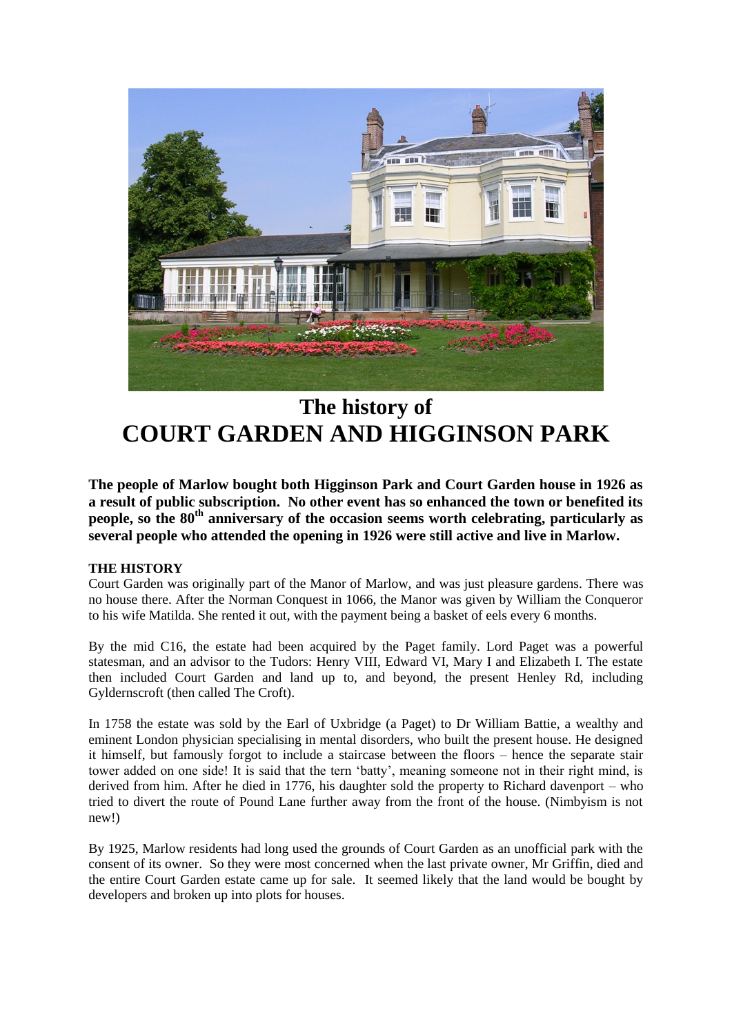# The history of
# COURT GARDEN AND HIGGINSON PARK

**The people of Marlow bought both Higginson Park and Court Garden house in 1926 as a result of public subscription. No other event has so enhanced the town or benefited its people, so the 80th anniversary of the occasion seems worth celebrating, particularly as several people who attended the opening in 1926 were still active and live in Marlow.**

**THE HISTORY**

Court Garden was originally part of the Manor of Marlow, and was just pleasure gardens. There was no house there. After the Norman Conquest in 1066, the Manor was given by William the Conqueror to his wife Matilda. She rented it out, with the payment being a basket of eels every 6 months.

By the mid C16, the estate had been acquired by the Paget family. Lord Paget was a powerful statesman, and an advisor to the Tudors: Henry VIII, Edward VI, Mary I and Elizabeth I. The estate then included Court Garden and land up to, and beyond, the present Henley Rd, including Gyldernscroft (then called The Croft).

In 1758 the estate was sold by the Earl of Uxbridge (a Paget) to Dr William Battie, a wealthy and eminent London physician specialising in mental disorders, who built the present house. He designed it himself, but famously forgot to include a staircase between the floors – hence the separate stair tower added on one side! It is said that the tern 'batty', meaning someone not in their right mind, is derived from him. After he died in 1776, his daughter sold the property to Richard davenport – who tried to divert the route of Pound Lane further away from the front of the house. (Nimbyism is not new!)

By 1925, Marlow residents had long used the grounds of Court Garden as an unofficial park with the consent of its owner. So they were most concerned when the last private owner, Mr Griffin, died and the entire Court Garden estate came up for sale. It seemed likely that the land would be bought by developers and broken up into plots for houses.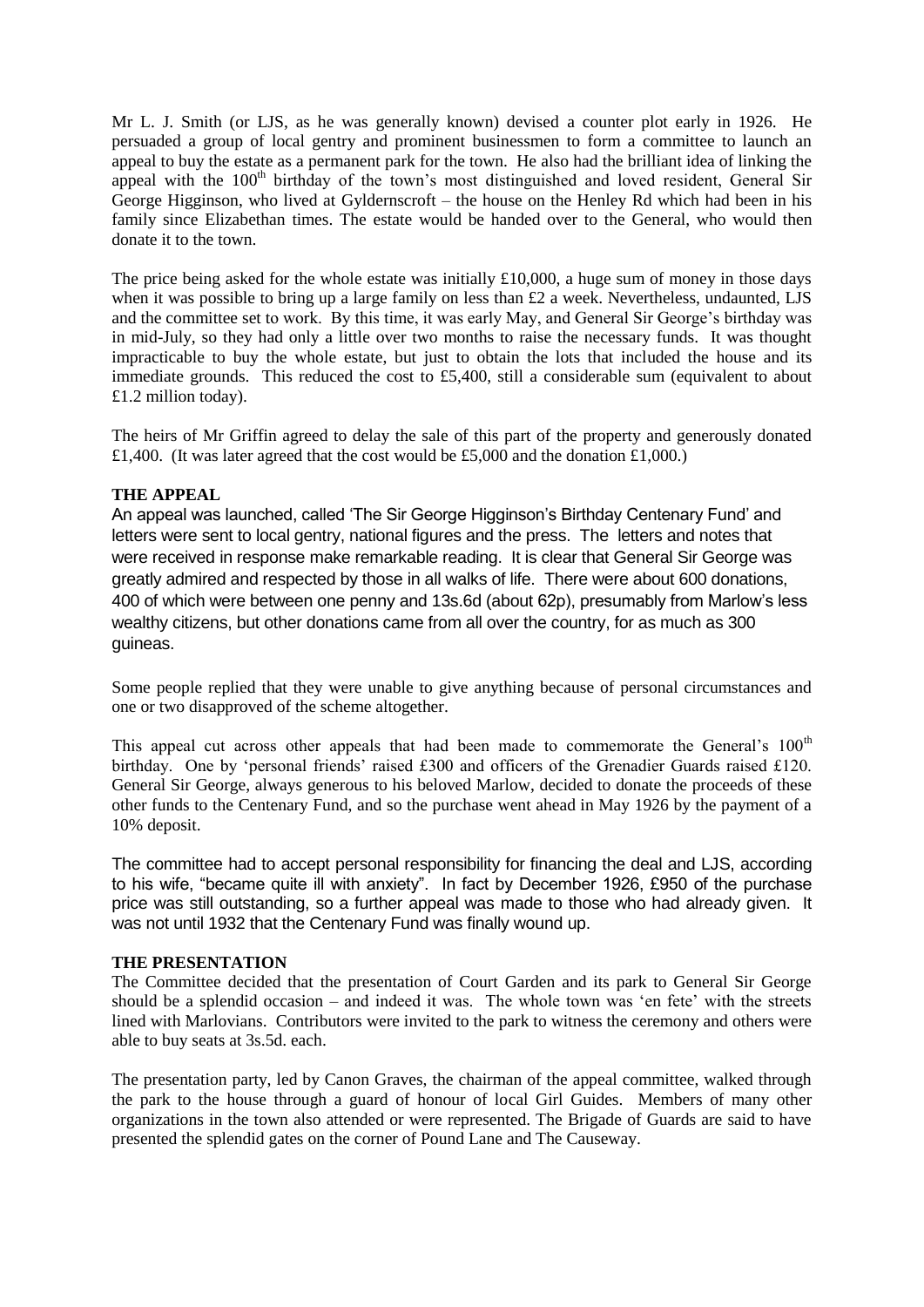Mr L. J. Smith (or LJS, as he was generally known) devised a counter plot early in 1926. He persuaded a group of local gentry and prominent businessmen to form a committee to launch an appeal to buy the estate as a permanent park for the town. He also had the brilliant idea of linking the appeal with the 100th birthday of the town's most distinguished and loved resident, General Sir George Higginson, who lived at Gyldernscroft – the house on the Henley Rd which had been in his family since Elizabethan times. The estate would be handed over to the General, who would then donate it to the town.

The price being asked for the whole estate was initially £10,000, a huge sum of money in those days when it was possible to bring up a large family on less than £2 a week. Nevertheless, undaunted, LJS and the committee set to work. By this time, it was early May, and General Sir George's birthday was in mid-July, so they had only a little over two months to raise the necessary funds. It was thought impracticable to buy the whole estate, but just to obtain the lots that included the house and its immediate grounds. This reduced the cost to £5,400, still a considerable sum (equivalent to about £1.2 million today).

The heirs of Mr Griffin agreed to delay the sale of this part of the property and generously donated £1,400. (It was later agreed that the cost would be £5,000 and the donation £1,000.)

**THE APPEAL**

An appeal was launched, called 'The Sir George Higginson's Birthday Centenary Fund' and letters were sent to local gentry, national figures and the press. The letters and notes that were received in response make remarkable reading. It is clear that General Sir George was greatly admired and respected by those in all walks of life. There were about 600 donations, 400 of which were between one penny and 13s.6d (about 62p), presumably from Marlow's less wealthy citizens, but other donations came from all over the country, for as much as 300 guineas.

Some people replied that they were unable to give anything because of personal circumstances and one or two disapproved of the scheme altogether.

This appeal cut across other appeals that had been made to commemorate the General's 100th birthday. One by 'personal friends' raised £300 and officers of the Grenadier Guards raised £120. General Sir George, always generous to his beloved Marlow, decided to donate the proceeds of these other funds to the Centenary Fund, and so the purchase went ahead in May 1926 by the payment of a 10% deposit.

The committee had to accept personal responsibility for financing the deal and LJS, according to his wife, "became quite ill with anxiety". In fact by December 1926, £950 of the purchase price was still outstanding, so a further appeal was made to those who had already given. It was not until 1932 that the Centenary Fund was finally wound up.

**THE PRESENTATION**

The Committee decided that the presentation of Court Garden and its park to General Sir George should be a splendid occasion – and indeed it was. The whole town was 'en fete' with the streets lined with Marlovians. Contributors were invited to the park to witness the ceremony and others were able to buy seats at 3s.5d. each.

The presentation party, led by Canon Graves, the chairman of the appeal committee, walked through the park to the house through a guard of honour of local Girl Guides. Members of many other organizations in the town also attended or were represented. The Brigade of Guards are said to have presented the splendid gates on the corner of Pound Lane and The Causeway.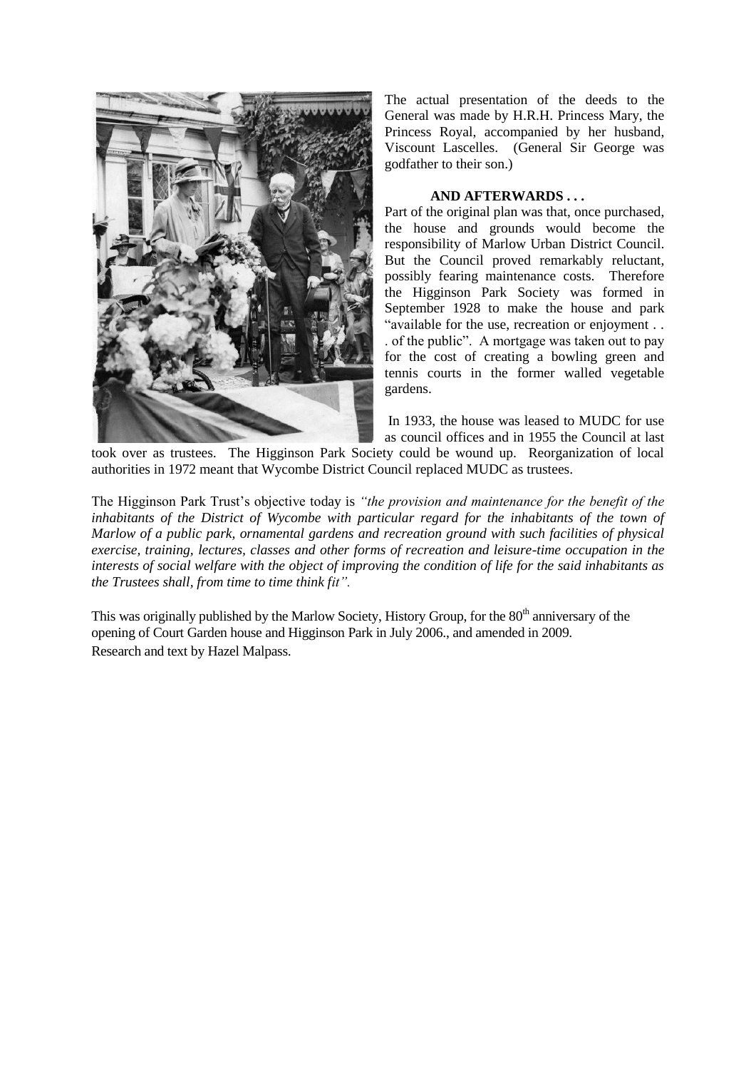The actual presentation of the deeds to the General was made by H.R.H. Princess Mary, the Princess Royal, accompanied by her husband, Viscount Lascelles. (General Sir George was godfather to their son.)

**AND AFTERWARDS . . .**

Part of the original plan was that, once purchased, the house and grounds would become the responsibility of Marlow Urban District Council. But the Council proved remarkably reluctant, possibly fearing maintenance costs. Therefore the Higginson Park Society was formed in September 1928 to make the house and park "available for the use, recreation or enjoyment . . . of the public". A mortgage was taken out to pay for the cost of creating a bowling green and tennis courts in the former walled vegetable gardens.

In 1933, the house was leased to MUDC for use as council offices and in 1955 the Council at last took over as trustees. The Higginson Park Society could be wound up. Reorganization of local authorities in 1972 meant that Wycombe District Council replaced MUDC as trustees.

The Higginson Park Trust's objective today is *"the provision and maintenance for the benefit of the inhabitants of the District of Wycombe with particular regard for the inhabitants of the town of Marlow of a public park, ornamental gardens and recreation ground with such facilities of physical exercise, training, lectures, classes and other forms of recreation and leisure-time occupation in the interests of social welfare with the object of improving the condition of life for the said inhabitants as the Trustees shall, from time to time think fit".*

This was originally published by the Marlow Society, History Group, for the 80th anniversary of the opening of Court Garden house and Higginson Park in July 2006., and amended in 2009.
Research and text by Hazel Malpass.